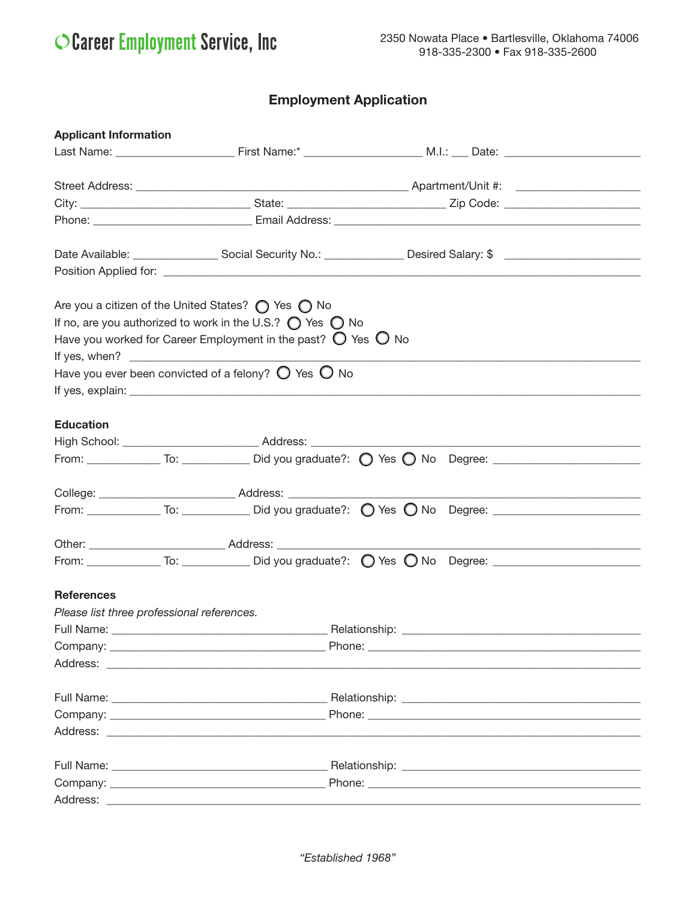Career Employment Service, Inc

2350 Nowata Place • Bartlesville, Oklahoma 74006
918-335-2300 • Fax 918-335-2600

# Employment Application

**Applicant Information**

Last Name: ___________________ First Name:* ___________________ M.I.: ___ Date: ______________________

Street Address: ____________________________________________ Apartment/Unit #: ____________________

City: ____________________________ State: _________________________ Zip Code: ______________________

Phone: _________________________ Email Address: ______________________________________________

Date Available: _____________ Social Security No.: ____________ Desired Salary: $ ______________________

Position Applied for: ______________________________________________________________________

Are you a citizen of the United States? ◯ Yes ◯ No

If no, are you authorized to work in the U.S.? ◯ Yes ◯ No

Have you worked for Career Employment in the past? ◯ Yes ◯ No

If yes, when? ____________________________________________________________________________

Have you ever been convicted of a felony? ◯ Yes ◯ No

If yes, explain: ___________________________________________________________________________

**Education**

High School: ______________________ Address: _____________________________________________

From: ___________ To: ___________ Did you graduate?: ◯ Yes ◯ No Degree: _______________________

College: ______________________ Address: ________________________________________________

From: ___________ To: ___________ Did you graduate?: ◯ Yes ◯ No Degree: _______________________

Other: ______________________ Address: __________________________________________________

From: ___________ To: ___________ Did you graduate?: ◯ Yes ◯ No Degree: _______________________

**References**

*Please list three professional references.*

Full Name: ___________________________________ Relationship: _______________________________________

Company: ___________________________________ Phone: __________________________________________

Address: _________________________________________________________________________________

Full Name: ___________________________________ Relationship: _______________________________________

Company: ___________________________________ Phone: __________________________________________

Address: _________________________________________________________________________________

Full Name: ___________________________________ Relationship: _______________________________________

Company: ___________________________________ Phone: __________________________________________

Address: _________________________________________________________________________________

*"Established 1968"*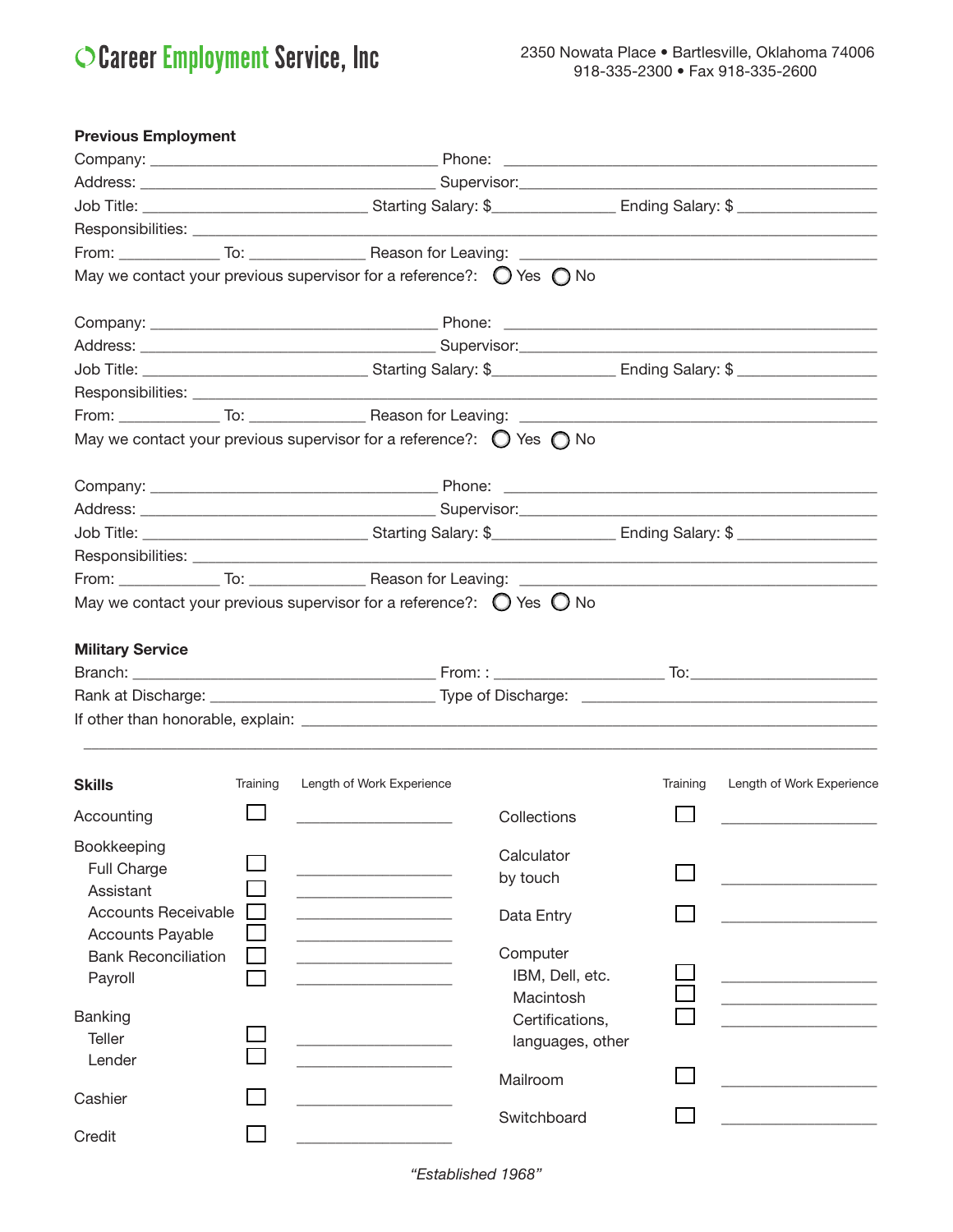Career Employment Service, Inc

2350 Nowata Place • Bartlesville, Oklahoma 74006
918-335-2300 • Fax 918-335-2600

**Previous Employment**

Company: ______________________ Phone: ______________________
Address: ______________________ Supervisor: ______________________
Job Title: ______________ Starting Salary: $__________ Ending Salary: $ __________
Responsibilities: ______________________________________________
From: ________ To: ________ Reason for Leaving: ______________________
May we contact your previous supervisor for a reference?: ◯ Yes ◯ No

Company: ______________________ Phone: ______________________
Address: ______________________ Supervisor: ______________________
Job Title: ______________ Starting Salary: $__________ Ending Salary: $ __________
Responsibilities: ______________________________________________
From: ________ To: ________ Reason for Leaving: ______________________
May we contact your previous supervisor for a reference?: ◯ Yes ◯ No

Company: ______________________ Phone: ______________________
Address: ______________________ Supervisor: ______________________
Job Title: ______________ Starting Salary: $__________ Ending Salary: $ __________
Responsibilities: ______________________________________________
From: ________ To: ________ Reason for Leaving: ______________________
May we contact your previous supervisor for a reference?: ◯ Yes ◯ No

**Military Service**

Branch: ______________________ From: : ______________ To: ______________
Rank at Discharge: ______________________ Type of Discharge: ______________________
If other than honorable, explain: ______________________________________________
______________________________________________________________

| **Skills** | Training | Length of Work Experience |
|---|---|---|
| Accounting | ☐ | __________ |
| Bookkeeping | | |
| Full Charge | ☐ | __________ |
| Assistant | ☐ | __________ |
| Accounts Receivable | ☐ | __________ |
| Accounts Payable | ☐ | __________ |
| Bank Reconciliation | ☐ | __________ |
| Payroll | ☐ | __________ |
| Banking | | |
| Teller | ☐ | __________ |
| Lender | ☐ | __________ |
| Cashier | ☐ | __________ |
| Credit | ☐ | __________ |
| Collections | ☐ | __________ |
| Calculator by touch | ☐ | __________ |
| Data Entry | ☐ | __________ |
| Computer | | |
| IBM, Dell, etc. | ☐ | __________ |
| Macintosh | ☐ | __________ |
| Certifications, languages, other | ☐ | __________ |
| Mailroom | ☐ | __________ |
| Switchboard | ☐ | __________ |

*"Established 1968"*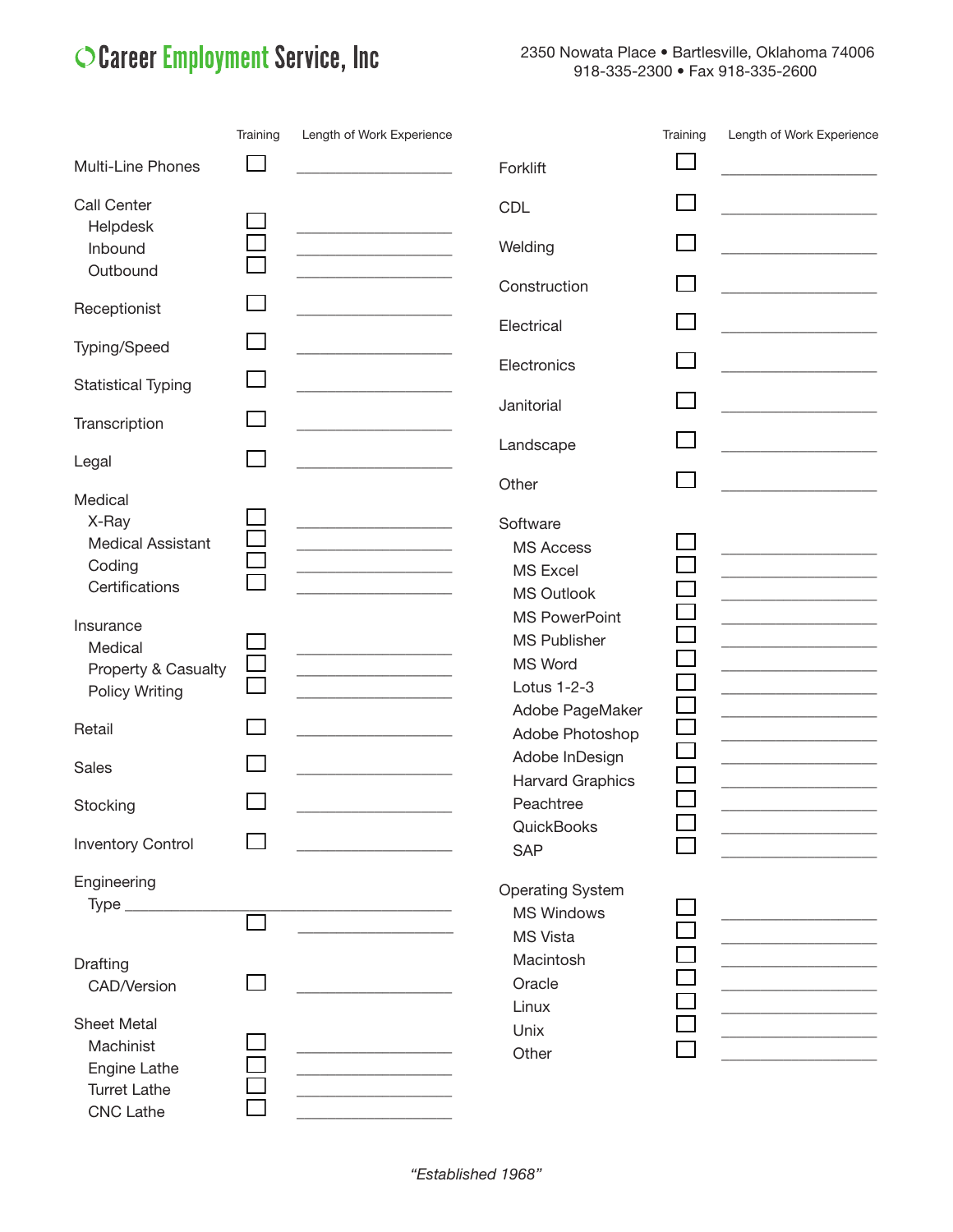# Career Employment Service, Inc

2350 Nowata Place • Bartlesville, Oklahoma 74006
918-335-2300 • Fax 918-335-2600

| | Training | Length of Work Experience |
|---|---|---|
| Multi-Line Phones | ☐ | ____________ |
| **Call Center** | | |
| Helpdesk | ☐ | ____________ |
| Inbound | ☐ | ____________ |
| Outbound | ☐ | ____________ |
| Receptionist | ☐ | ____________ |
| Typing/Speed | ☐ | ____________ |
| Statistical Typing | ☐ | ____________ |
| Transcription | ☐ | ____________ |
| Legal | ☐ | ____________ |
| **Medical** | | |
| X-Ray | ☐ | ____________ |
| Medical Assistant | ☐ | ____________ |
| Coding | ☐ | ____________ |
| Certifications | ☐ | ____________ |
| **Insurance** | | |
| Medical | ☐ | ____________ |
| Property & Casualty | ☐ | ____________ |
| Policy Writing | ☐ | ____________ |
| Retail | ☐ | ____________ |
| Sales | ☐ | ____________ |
| Stocking | ☐ | ____________ |
| Inventory Control | ☐ | ____________ |
| **Engineering** | | |
| Type ____________ | ☐ | ____________ |
| **Drafting** | | |
| CAD/Version | ☐ | ____________ |
| **Sheet Metal** | | |
| Machinist | ☐ | ____________ |
| Engine Lathe | ☐ | ____________ |
| Turret Lathe | ☐ | ____________ |
| CNC Lathe | ☐ | ____________ |

| | Training | Length of Work Experience |
|---|---|---|
| Forklift | ☐ | ____________ |
| CDL | ☐ | ____________ |
| Welding | ☐ | ____________ |
| Construction | ☐ | ____________ |
| Electrical | ☐ | ____________ |
| Electronics | ☐ | ____________ |
| Janitorial | ☐ | ____________ |
| Landscape | ☐ | ____________ |
| Other | ☐ | ____________ |
| **Software** | | |
| MS Access | ☐ | ____________ |
| MS Excel | ☐ | ____________ |
| MS Outlook | ☐ | ____________ |
| MS PowerPoint | ☐ | ____________ |
| MS Publisher | ☐ | ____________ |
| MS Word | ☐ | ____________ |
| Lotus 1-2-3 | ☐ | ____________ |
| Adobe PageMaker | ☐ | ____________ |
| Adobe Photoshop | ☐ | ____________ |
| Adobe InDesign | ☐ | ____________ |
| Harvard Graphics | ☐ | ____________ |
| Peachtree | ☐ | ____________ |
| QuickBooks | ☐ | ____________ |
| SAP | ☐ | ____________ |
| **Operating System** | | |
| MS Windows | ☐ | ____________ |
| MS Vista | ☐ | ____________ |
| Macintosh | ☐ | ____________ |
| Oracle | ☐ | ____________ |
| Linux | ☐ | ____________ |
| Unix | ☐ | ____________ |
| Other | ☐ | ____________ |

*"Established 1968"*